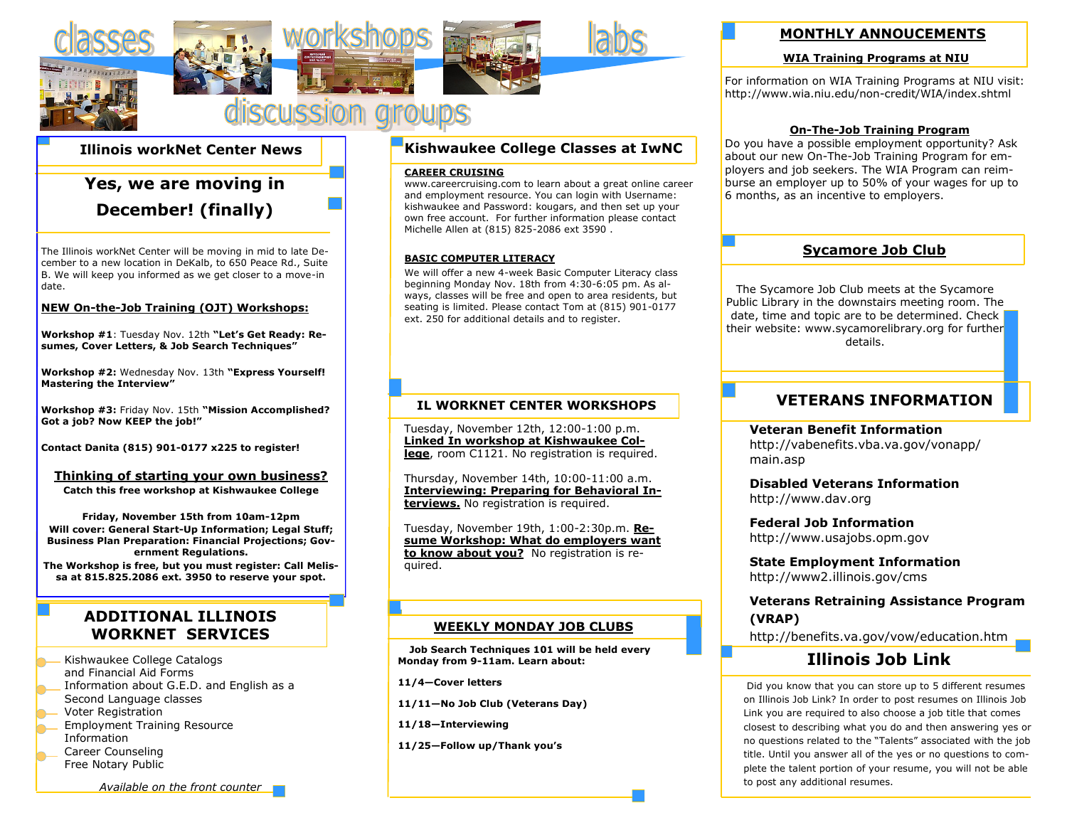classes workshops labs discussion groups

## Illinois workNet Center News

## Yes, we are moving in December! (finally)

The Illinois workNet Center will be moving in mid to late December to a new location in DeKalb, to 650 Peace Rd., Suite B. We will keep you informed as we get closer to a move-in date.

**NEW On-the-Job Training (OJT) Workshops:**

**Workshop #1**: Tuesday Nov. 12th **"Let's Get Ready: Resumes, Cover Letters, & Job Search Techniques"**

**Workshop #2:** Wednesday Nov. 13th **"Express Yourself! Mastering the Interview"**

**Workshop #3:** Friday Nov. 15th **"Mission Accomplished? Got a job? Now KEEP the job!"**

**Contact Danita (815) 901-0177 x225 to register!**

**Thinking of starting your own business?**
**Catch this free workshop at Kishwaukee College**

**Friday, November 15th from 10am-12pm**
**Will cover: General Start-Up Information; Legal Stuff; Business Plan Preparation: Financial Projections; Government Regulations.**
**The Workshop is free, but you must register: Call Melissa at 815.825.2086 ext. 3950 to reserve your spot.**

## ADDITIONAL ILLINOIS WORKNET SERVICES

- Kishwaukee College Catalogs and Financial Aid Forms
- Information about G.E.D. and English as a Second Language classes
- Voter Registration
- Employment Training Resource Information
- Career Counseling
- Free Notary Public

*Available on the front counter*

## Kishwaukee College Classes at IwNC

**CAREER CRUISING**
www.careercruising.com to learn about a great online career and employment resource. You can login with Username: kishwaukee and Password: kougars, and then set up your own free account. For further information please contact Michelle Allen at (815) 825-2086 ext 3590 .

**BASIC COMPUTER LITERACY**
We will offer a new 4-week Basic Computer Literacy class beginning Monday Nov. 18th from 4:30-6:05 pm. As always, classes will be free and open to area residents, but seating is limited. Please contact Tom at (815) 901-0177 ext. 250 for additional details and to register.

## IL WORKNET CENTER WORKSHOPS

Tuesday, November 12th, 12:00-1:00 p.m. **Linked In workshop at Kishwaukee College**, room C1121. No registration is required.

Thursday, November 14th, 10:00-11:00 a.m. **Interviewing: Preparing for Behavioral Interviews.** No registration is required.

Tuesday, November 19th, 1:00-2:30p.m. **Resume Workshop: What do employers want to know about you?** No registration is required.

## WEEKLY MONDAY JOB CLUBS

**Job Search Techniques 101 will be held every Monday from 9-11am. Learn about:**

**11/4—Cover letters**

**11/11—No Job Club (Veterans Day)**

**11/18—Interviewing**

**11/25—Follow up/Thank you's**

## MONTHLY ANNOUCEMENTS

**WIA Training Programs at NIU**

For information on WIA Training Programs at NIU visit: http://www.wia.niu.edu/non-credit/WIA/index.shtml

**On-The-Job Training Program**

Do you have a possible employment opportunity? Ask about our new On-The-Job Training Program for employers and job seekers. The WIA Program can reimburse an employer up to 50% of your wages for up to 6 months, as an incentive to employers.

## Sycamore Job Club

The Sycamore Job Club meets at the Sycamore Public Library in the downstairs meeting room. The date, time and topic are to be determined. Check their website: www.sycamorelibrary.org for further details.

## VETERANS INFORMATION

**Veteran Benefit Information**
http://vabenefits.vba.va.gov/vonapp/main.asp

**Disabled Veterans Information**
http://www.dav.org

**Federal Job Information**
http://www.usajobs.opm.gov

**State Employment Information**
http://www2.illinois.gov/cms

**Veterans Retraining Assistance Program (VRAP)**
http://benefits.va.gov/vow/education.htm

## Illinois Job Link

Did you know that you can store up to 5 different resumes on Illinois Job Link? In order to post resumes on Illinois Job Link you are required to also choose a job title that comes closest to describing what you do and then answering yes or no questions related to the "Talents" associated with the job title. Until you answer all of the yes or no questions to complete the talent portion of your resume, you will not be able to post any additional resumes.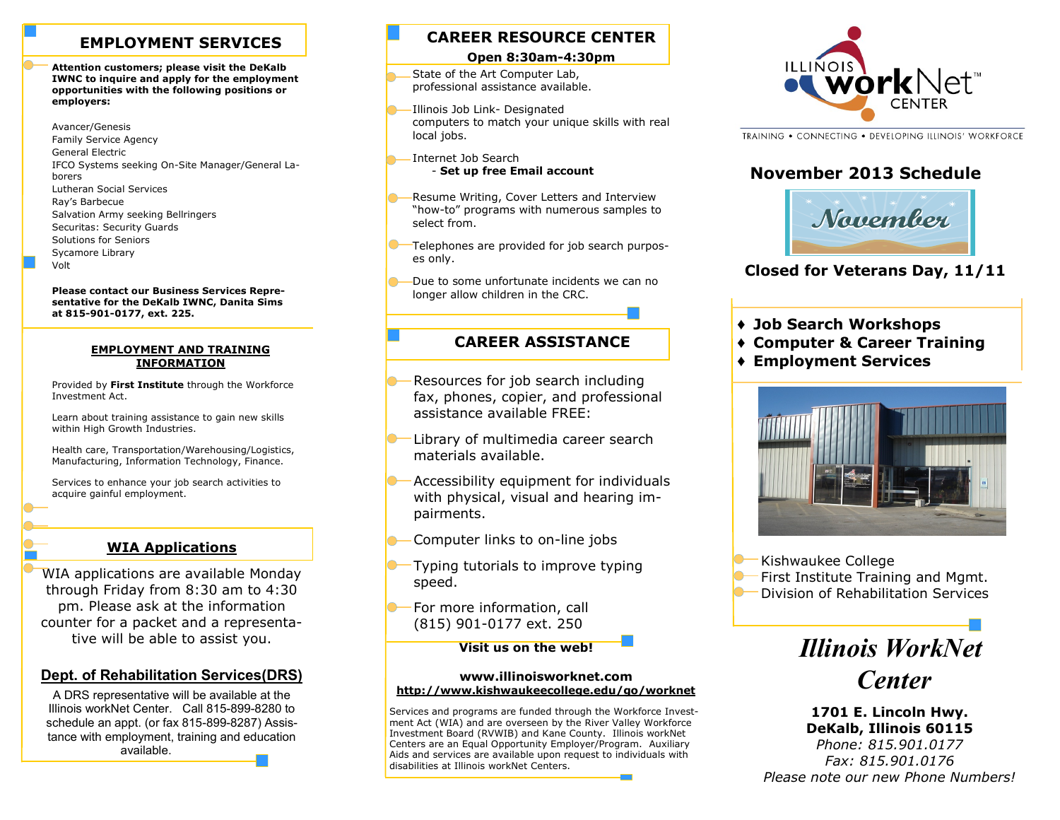## EMPLOYMENT SERVICES

**Attention customers; please visit the DeKalb IWNC to inquire and apply for the employment opportunities with the following positions or employers:**

Avancer/Genesis
Family Service Agency
General Electric
IFCO Systems seeking On-Site Manager/General Laborers
Lutheran Social Services
Ray's Barbecue
Salvation Army seeking Bellringers
Securitas: Security Guards
Solutions for Seniors
Sycamore Library
Volt

**Please contact our Business Services Representative for the DeKalb IWNC, Danita Sims at 815-901-0177, ext. 225.**

### EMPLOYMENT AND TRAINING INFORMATION

Provided by **First Institute** through the Workforce Investment Act.

Learn about training assistance to gain new skills within High Growth Industries.

Health care, Transportation/Warehousing/Logistics, Manufacturing, Information Technology, Finance.

Services to enhance your job search activities to acquire gainful employment.

### WIA Applications

WIA applications are available Monday through Friday from 8:30 am to 4:30 pm. Please ask at the information counter for a packet and a representative will be able to assist you.

### Dept. of Rehabilitation Services(DRS)

A DRS representative will be available at the Illinois workNet Center. Call 815-899-8280 to schedule an appt. (or fax 815-899-8287) Assistance with employment, training and education available.

## CAREER RESOURCE CENTER

**Open 8:30am-4:30pm**

- State of the Art Computer Lab, professional assistance available.
- Illinois Job Link- Designated computers to match your unique skills with real local jobs.
- Internet Job Search
  - **Set up free Email account**
- Resume Writing, Cover Letters and Interview "how-to" programs with numerous samples to select from.
- Telephones are provided for job search purposes only.
- Due to some unfortunate incidents we can no longer allow children in the CRC.

## CAREER ASSISTANCE

- Resources for job search including fax, phones, copier, and professional assistance available FREE:
- Library of multimedia career search materials available.
- Accessibility equipment for individuals with physical, visual and hearing impairments.
- Computer links to on-line jobs
- Typing tutorials to improve typing speed.
- For more information, call (815) 901-0177 ext. 250

**Visit us on the web!**

**www.illinoisworknet.com**
**http://www.kishwaukeecollege.edu/go/worknet**

Services and programs are funded through the Workforce Investment Act (WIA) and are overseen by the River Valley Workforce Investment Board (RVWIB) and Kane County. Illinois workNet Centers are an Equal Opportunity Employer/Program. Auxiliary Aids and services are available upon request to individuals with disabilities at Illinois workNet Centers.

ILLINOIS workNet™ CENTER

TRAINING • CONNECTING • DEVELOPING ILLINOIS' WORKFORCE

## November 2013 Schedule

November

**Closed for Veterans Day, 11/11**

- **Job Search Workshops**
- **Computer & Career Training**
- **Employment Services**

- Kishwaukee College
- First Institute Training and Mgmt.
- Division of Rehabilitation Services

# *Illinois WorkNet Center*

**1701 E. Lincoln Hwy.**
**DeKalb, Illinois 60115**
*Phone: 815.901.0177*
*Fax: 815.901.0176*
*Please note our new Phone Numbers!*